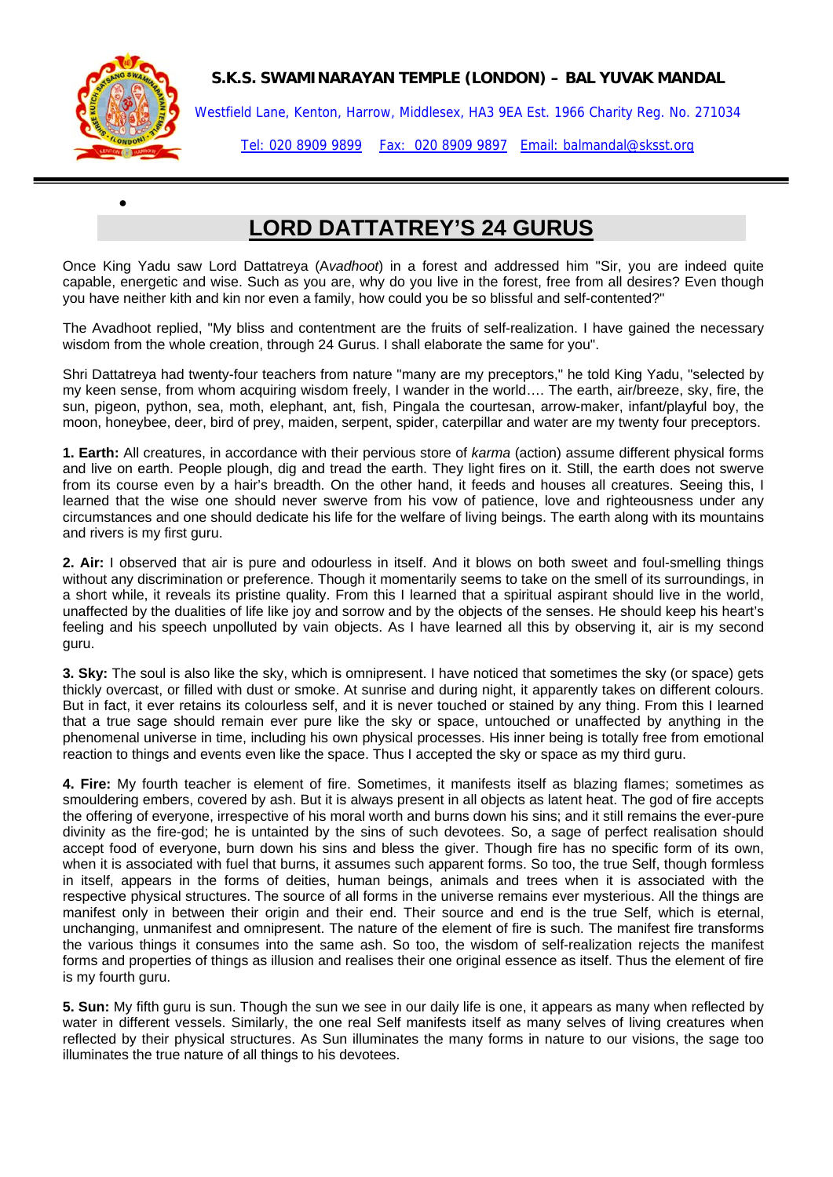**S.K.S. SWAMINARAYAN TEMPLE (LONDON) – BAL YUVAK MANDAL**

Westfield Lane, Kenton, Harrow, Middlesex, HA3 9EA Est. 1966 Charity Reg. No. 271034

Tel: 020 8909 9899 Fax: 020 8909 9897 Email: balmandal@sksst.org

# LORD DATTATREY'S 24 GURUS

Once King Yadu saw Lord Dattatreya (*Avadhoot*) in a forest and addressed him "Sir, you are indeed quite capable, energetic and wise. Such as you are, why do you live in the forest, free from all desires? Even though you have neither kith and kin nor even a family, how could you be so blissful and self-contented?"

The Avadhoot replied, "My bliss and contentment are the fruits of self-realization. I have gained the necessary wisdom from the whole creation, through 24 Gurus. I shall elaborate the same for you".

Shri Dattatreya had twenty-four teachers from nature "many are my preceptors," he told King Yadu, "selected by my keen sense, from whom acquiring wisdom freely, I wander in the world…. The earth, air/breeze, sky, fire, the sun, pigeon, python, sea, moth, elephant, ant, fish, Pingala the courtesan, arrow-maker, infant/playful boy, the moon, honeybee, deer, bird of prey, maiden, serpent, spider, caterpillar and water are my twenty four preceptors.

**1. Earth:** All creatures, in accordance with their pervious store of *karma* (action) assume different physical forms and live on earth. People plough, dig and tread the earth. They light fires on it. Still, the earth does not swerve from its course even by a hair's breadth. On the other hand, it feeds and houses all creatures. Seeing this, I learned that the wise one should never swerve from his vow of patience, love and righteousness under any circumstances and one should dedicate his life for the welfare of living beings. The earth along with its mountains and rivers is my first guru.

**2. Air:** I observed that air is pure and odourless in itself. And it blows on both sweet and foul-smelling things without any discrimination or preference. Though it momentarily seems to take on the smell of its surroundings, in a short while, it reveals its pristine quality. From this I learned that a spiritual aspirant should live in the world, unaffected by the dualities of life like joy and sorrow and by the objects of the senses. He should keep his heart's feeling and his speech unpolluted by vain objects. As I have learned all this by observing it, air is my second guru.

**3. Sky:** The soul is also like the sky, which is omnipresent. I have noticed that sometimes the sky (or space) gets thickly overcast, or filled with dust or smoke. At sunrise and during night, it apparently takes on different colours. But in fact, it ever retains its colourless self, and it is never touched or stained by any thing. From this I learned that a true sage should remain ever pure like the sky or space, untouched or unaffected by anything in the phenomenal universe in time, including his own physical processes. His inner being is totally free from emotional reaction to things and events even like the space. Thus I accepted the sky or space as my third guru.

**4. Fire:** My fourth teacher is element of fire. Sometimes, it manifests itself as blazing flames; sometimes as smouldering embers, covered by ash. But it is always present in all objects as latent heat. The god of fire accepts the offering of everyone, irrespective of his moral worth and burns down his sins; and it still remains the ever-pure divinity as the fire-god; he is untainted by the sins of such devotees. So, a sage of perfect realisation should accept food of everyone, burn down his sins and bless the giver. Though fire has no specific form of its own, when it is associated with fuel that burns, it assumes such apparent forms. So too, the true Self, though formless in itself, appears in the forms of deities, human beings, animals and trees when it is associated with the respective physical structures. The source of all forms in the universe remains ever mysterious. All the things are manifest only in between their origin and their end. Their source and end is the true Self, which is eternal, unchanging, unmanifest and omnipresent. The nature of the element of fire is such. The manifest fire transforms the various things it consumes into the same ash. So too, the wisdom of self-realization rejects the manifest forms and properties of things as illusion and realises their one original essence as itself. Thus the element of fire is my fourth guru.

**5. Sun:** My fifth guru is sun. Though the sun we see in our daily life is one, it appears as many when reflected by water in different vessels. Similarly, the one real Self manifests itself as many selves of living creatures when reflected by their physical structures. As Sun illuminates the many forms in nature to our visions, the sage too illuminates the true nature of all things to his devotees.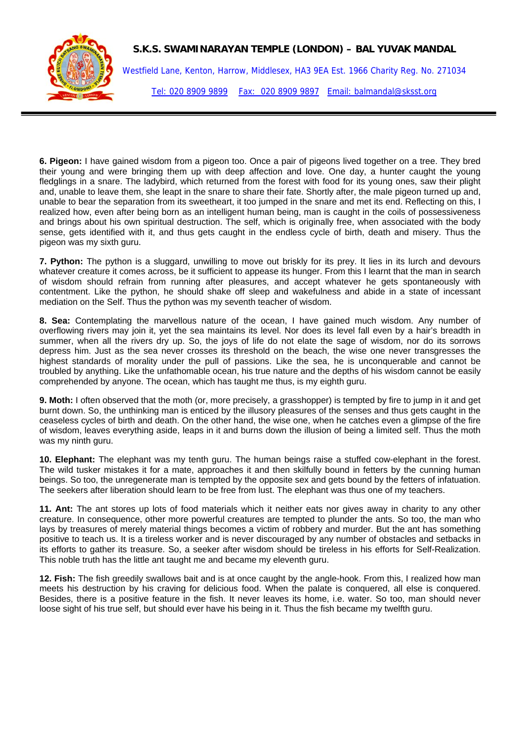**6. Pigeon:** I have gained wisdom from a pigeon too. Once a pair of pigeons lived together on a tree. They bred their young and were bringing them up with deep affection and love. One day, a hunter caught the young fledglings in a snare. The ladybird, which returned from the forest with food for its young ones, saw their plight and, unable to leave them, she leapt in the snare to share their fate. Shortly after, the male pigeon turned up and, unable to bear the separation from its sweetheart, it too jumped in the snare and met its end. Reflecting on this, I realized how, even after being born as an intelligent human being, man is caught in the coils of possessiveness and brings about his own spiritual destruction. The self, which is originally free, when associated with the body sense, gets identified with it, and thus gets caught in the endless cycle of birth, death and misery. Thus the pigeon was my sixth guru.

**7. Python:** The python is a sluggard, unwilling to move out briskly for its prey. It lies in its lurch and devours whatever creature it comes across, be it sufficient to appease its hunger. From this I learnt that the man in search of wisdom should refrain from running after pleasures, and accept whatever he gets spontaneously with contentment. Like the python, he should shake off sleep and wakefulness and abide in a state of incessant mediation on the Self. Thus the python was my seventh teacher of wisdom.

**8. Sea:** Contemplating the marvellous nature of the ocean, I have gained much wisdom. Any number of overflowing rivers may join it, yet the sea maintains its level. Nor does its level fall even by a hair's breadth in summer, when all the rivers dry up. So, the joys of life do not elate the sage of wisdom, nor do its sorrows depress him. Just as the sea never crosses its threshold on the beach, the wise one never transgresses the highest standards of morality under the pull of passions. Like the sea, he is unconquerable and cannot be troubled by anything. Like the unfathomable ocean, his true nature and the depths of his wisdom cannot be easily comprehended by anyone. The ocean, which has taught me thus, is my eighth guru.

**9. Moth:** I often observed that the moth (or, more precisely, a grasshopper) is tempted by fire to jump in it and get burnt down. So, the unthinking man is enticed by the illusory pleasures of the senses and thus gets caught in the ceaseless cycles of birth and death. On the other hand, the wise one, when he catches even a glimpse of the fire of wisdom, leaves everything aside, leaps in it and burns down the illusion of being a limited self. Thus the moth was my ninth guru.

**10. Elephant:** The elephant was my tenth guru. The human beings raise a stuffed cow-elephant in the forest. The wild tusker mistakes it for a mate, approaches it and then skilfully bound in fetters by the cunning human beings. So too, the unregenerate man is tempted by the opposite sex and gets bound by the fetters of infatuation. The seekers after liberation should learn to be free from lust. The elephant was thus one of my teachers.

**11. Ant:** The ant stores up lots of food materials which it neither eats nor gives away in charity to any other creature. In consequence, other more powerful creatures are tempted to plunder the ants. So too, the man who lays by treasures of merely material things becomes a victim of robbery and murder. But the ant has something positive to teach us. It is a tireless worker and is never discouraged by any number of obstacles and setbacks in its efforts to gather its treasure. So, a seeker after wisdom should be tireless in his efforts for Self-Realization. This noble truth has the little ant taught me and became my eleventh guru.

**12. Fish:** The fish greedily swallows bait and is at once caught by the angle-hook. From this, I realized how man meets his destruction by his craving for delicious food. When the palate is conquered, all else is conquered. Besides, there is a positive feature in the fish. It never leaves its home, i.e. water. So too, man should never loose sight of his true self, but should ever have his being in it. Thus the fish became my twelfth guru.